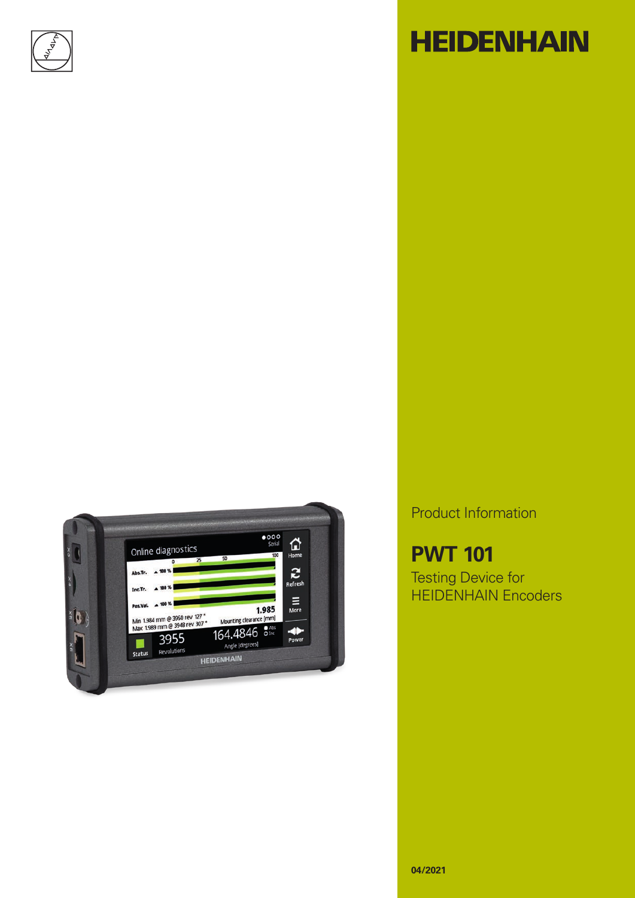# HEIDENHAIN

Product Information

## PWT 101

Testing Device for HEIDENHAIN Encoders

**04/2021**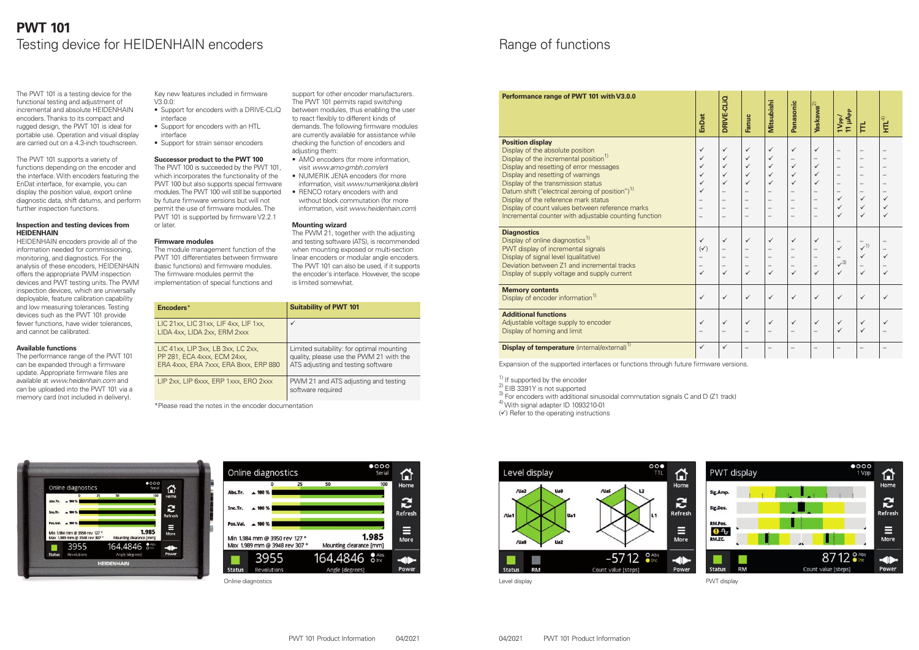# PWT 101

## Testing device for HEIDENHAIN encoders

The PWT 101 is a testing device for the functional testing and adjustment of incremental and absolute HEIDENHAIN encoders. Thanks to its compact and rugged design, the PWT 101 is ideal for portable use. Operation and visual display are carried out on a 4.3-inch touchscreen.

The PWT 101 supports a variety of functions depending on the encoder and the interface. With encoders featuring the EnDat interface, for example, you can display the position value, export online diagnostic data, shift datums, and perform further inspection functions.

### Inspection and testing devices from HEIDENHAIN

HEIDENHAIN encoders provide all of the information needed for commissioning, monitoring, and diagnostics. For the analysis of these encoders, HEIDENHAIN offers the appropriate PWM inspection devices and PWT testing units. The PWM inspection devices, which are universally deployable, feature calibration capability and low measuring tolerances. Testing devices such as the PWT 101 provide fewer functions, have wider tolerances, and cannot be calibrated.

### Available functions

The performance range of the PWT 101 can be expanded through a firmware update. Appropriate firmware files are available at *www.heidenhain.com* and can be uploaded into the PWT 101 via a memory card (not included in delivery).

Key new features included in firmware V3.0.0:

- Support for encoders with a DRIVE-CLiQ interface
- Support for encoders with an HTL interface
- Support for strain sensor encoders

### Successor product to the PWT 100

The PWT 100 is succeeded by the PWT 101, which incorporates the functionality of the PWT 100 but also supports special firmware modules. The PWT 100 will still be supported by future firmware versions but will not permit the use of firmware modules. The PWT 101 is supported by firmware V2.2.1 or later.

### Firmware modules

The module management function of the PWT 101 differentiates between firmware (basic functions) and firmware modules. The firmware modules permit the implementation of special functions and support for other encoder manufacturers. The PWT 101 permits rapid switching between modules, thus enabling the user to react flexibly to different kinds of demands. The following firmware modules are currently available for assistance while checking the function of encoders and adjusting them:

- AMO encoders (for more information, visit *www.amo-gmbh.com/en*)
- NUMERIK JENA encoders (for more information, visit *www.numerikjena.de/en*)
- RENCO rotary encoders with and without block commutation (for more information, visit *www.heidenhain.com*)

### Mounting wizard

The PWM 21, together with the adjusting and testing software (ATS), is recommended when mounting exposed or multi-section linear encoders or modular angle encoders. The PWT 101 can also be used, if it supports the encoder's interface. However, the scope is limited somewhat.

| Encoders* | Suitability of PWT 101 |
|---|---|
| LIC 21xx, LIC 31xx, LIF 4xx, LIF 1xx, LIDA 4xx, LIDA 2xx, ERM 2xxx | ✓ |
| LIC 41xx, LIP 3xx, LB 3xx, LC 2xx, PP 281, ECA 4xxx, ECM 24xx, ERA 4xxx, ERA 7xxx, ERA 8xxx, ERP 880 | Limited suitability: for optimal mounting quality, please use the PWM 21 with the ATS adjusting and testing software |
| LIP 2xx, LIP 6xxx, ERP 1xxx, ERO 2xxx | PWM 21 and ATS adjusting and testing software required |

*Please read the notes in the encoder documentation

Online diagnostics

## Range of functions

| Performance range of PWT 101 with V3.0.0 | EnDat | DRIVE-CLiQ | Fanuc | Mitsubishi | Panasonic | Yaskawa[2] | 1 $V_{PP}$ / 11 $\mu A_{PP}$ | TTL | HTL[4] |
|---|---|---|---|---|---|---|---|---|---|
| **Position display** | | | | | | | | | |
| Display of the absolute position | ✓ | ✓ | ✓ | ✓ | ✓ | ✓ | – | – | – |
| Display of the incremental position[1] | ✓ | ✓ | ✓ | ✓ | – | – | – | – | – |
| Display and resetting of error messages | ✓ | ✓ | ✓ | ✓ | ✓ | ✓ | – | – | – |
| Display and resetting of warnings | ✓ | ✓ | ✓ | ✓ | ✓ | ✓ | – | – | – |
| Display of the transmission status | ✓ | ✓ | ✓ | ✓ | ✓ | ✓ | – | – | – |
| Datum shift ("electrical zeroing of position")[1] | ✓ | – | – | – | – | – | – | – | – |
| Display of the reference mark status | – | – | – | – | – | – | ✓ | ✓ | ✓ |
| Display of count values between reference marks | – | – | – | – | – | – | ✓ | ✓ | ✓ |
| Incremental counter with adjustable counting function | – | – | – | – | – | – | ✓ | ✓ | ✓ |
| **Diagnostics** | | | | | | | | | |
| Display of online diagnostics[1] | ✓ | ✓ | ✓ | ✓ | ✓ | ✓ | – | – | – |
| PWT display of incremental signals | (✓) | – | – | – | – | – | ✓ | ✓[1] | – |
| Display of signal level (qualitative) | – | – | – | – | – | – | – | ✓ | ✓ |
| Deviation between Z1 and incremental tracks | – | – | – | – | – | – | ✓[3] | – | – |
| Display of supply voltage and supply current | ✓ | ✓ | ✓ | ✓ | ✓ | ✓ | ✓ | ✓ | ✓ |
| **Memory contents** | | | | | | | | | |
| Display of encoder information[1] | ✓ | ✓ | ✓ | ✓ | ✓ | ✓ | ✓ | ✓ | ✓ |
| **Additional functions** | | | | | | | | | |
| Adjustable voltage supply to encoder | ✓ | ✓ | ✓ | ✓ | ✓ | ✓ | ✓ | ✓ | ✓ |
| Display of homing and limit | – | – | – | – | – | – | ✓ | ✓ | – |
| **Display of temperature** (internal/external)[1] | ✓ | ✓ | – | – | – | – | – | – | – |

Expansion of the supported interfaces or functions through future firmware versions.

[1] If supported by the encoder
[2] EIB 3391Y is not supported
[3] For encoders with additional sinusoidal commutation signals C and D (Z1 track)
[4] With signal adapter ID 1093210-01
(✓) Refer to the operating instructions

Level display

PWT display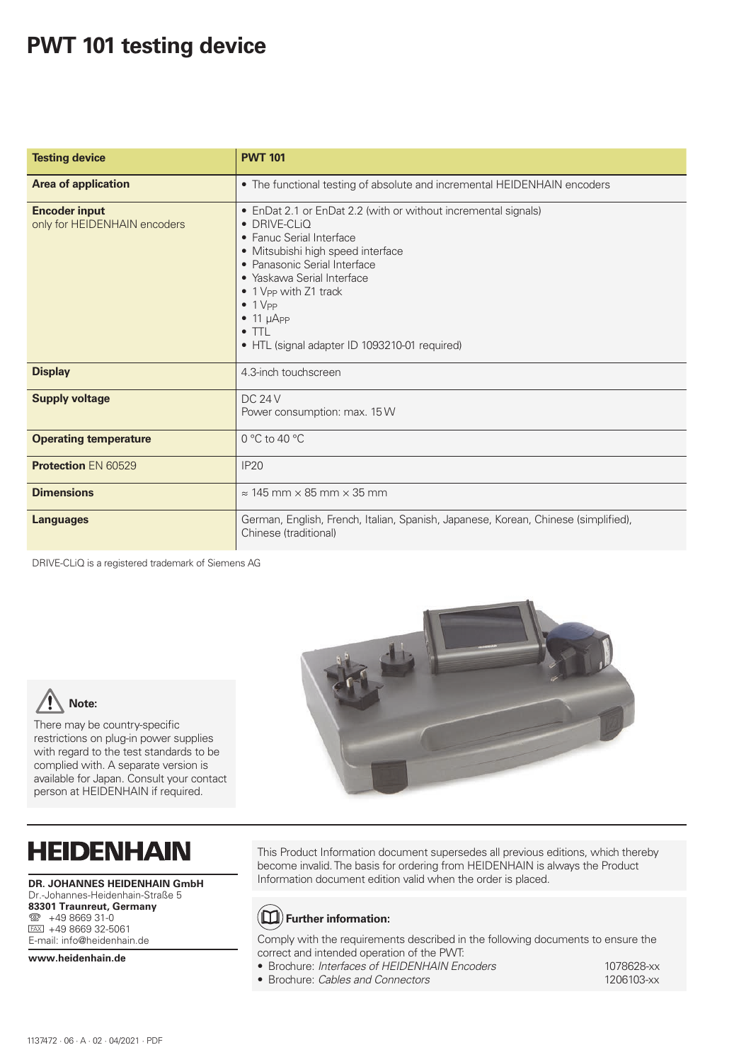# PWT 101 testing device

| Testing device | PWT 101 |
|---|---|
| **Area of application** | • The functional testing of absolute and incremental HEIDENHAIN encoders |
| **Encoder input** only for HEIDENHAIN encoders | • EnDat 2.1 or EnDat 2.2 (with or without incremental signals)<br>• DRIVE-CLiQ<br>• Fanuc Serial Interface<br>• Mitsubishi high speed interface<br>• Panasonic Serial Interface<br>• Yaskawa Serial Interface<br>• 1 $V_{PP}$ with Z1 track<br>• 1 $V_{PP}$<br>• 11 $\mu A_{PP}$<br>• TTL<br>• HTL (signal adapter ID 1093210-01 required) |
| **Display** | 4.3-inch touchscreen |
| **Supply voltage** | DC 24 V<br>Power consumption: max. 15 W |
| **Operating temperature** | 0 °C to 40 °C |
| **Protection** EN 60529 | IP20 |
| **Dimensions** | ≈ 145 mm × 85 mm × 35 mm |
| **Languages** | German, English, French, Italian, Spanish, Japanese, Korean, Chinese (simplified), Chinese (traditional) |

DRIVE-CLiQ is a registered trademark of Siemens AG

**Note:**

There may be country-specific restrictions on plug-in power supplies with regard to the test standards to be complied with. A separate version is available for Japan. Consult your contact person at HEIDENHAIN if required.

**HEIDENHAIN**

**DR. JOHANNES HEIDENHAIN GmbH**
Dr.-Johannes-Heidenhain-Straße 5
**83301 Traunreut, Germany**
+49 8669 31-0
FAX +49 8669 32-5061
E-mail: info@heidenhain.de

**www.heidenhain.de**

This Product Information document supersedes all previous editions, which thereby become invalid. The basis for ordering from HEIDENHAIN is always the Product Information document edition valid when the order is placed.

**Further information:**

Comply with the requirements described in the following documents to ensure the correct and intended operation of the PWT:

- Brochure: *Interfaces of HEIDENHAIN Encoders* 1078628-xx
- Brochure: *Cables and Connectors* 1206103-xx

1137472 · 06 · A · 02 · 04/2021 · PDF